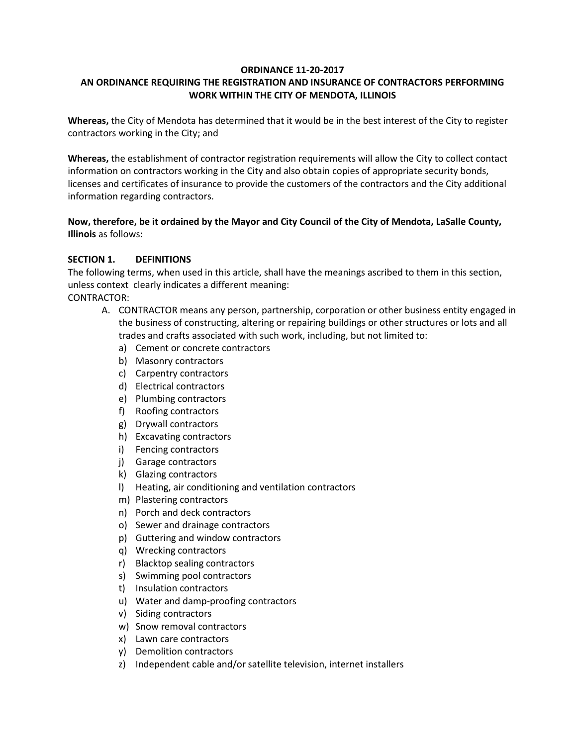# ORDINANCE 11-20-2017

## AN ORDINANCE REQUIRING THE REGISTRATION AND INSURANCE OF CONTRACTORS PERFORMING WORK WITHIN THE CITY OF MENDOTA, ILLINOIS

**Whereas,** the City of Mendota has determined that it would be in the best interest of the City to register contractors working in the City; and

**Whereas,** the establishment of contractor registration requirements will allow the City to collect contact information on contractors working in the City and also obtain copies of appropriate security bonds, licenses and certificates of insurance to provide the customers of the contractors and the City additional information regarding contractors.

**Now, therefore, be it ordained by the Mayor and City Council of the City of Mendota, LaSalle County, Illinois** as follows:

### SECTION 1. DEFINITIONS

The following terms, when used in this article, shall have the meanings ascribed to them in this section, unless context clearly indicates a different meaning:

CONTRACTOR:

A. CONTRACTOR means any person, partnership, corporation or other business entity engaged in the business of constructing, altering or repairing buildings or other structures or lots and all trades and crafts associated with such work, including, but not limited to:

   a) Cement or concrete contractors
   b) Masonry contractors
   c) Carpentry contractors
   d) Electrical contractors
   e) Plumbing contractors
   f) Roofing contractors
   g) Drywall contractors
   h) Excavating contractors
   i) Fencing contractors
   j) Garage contractors
   k) Glazing contractors
   l) Heating, air conditioning and ventilation contractors
   m) Plastering contractors
   n) Porch and deck contractors
   o) Sewer and drainage contractors
   p) Guttering and window contractors
   q) Wrecking contractors
   r) Blacktop sealing contractors
   s) Swimming pool contractors
   t) Insulation contractors
   u) Water and damp-proofing contractors
   v) Siding contractors
   w) Snow removal contractors
   x) Lawn care contractors
   y) Demolition contractors
   z) Independent cable and/or satellite television, internet installers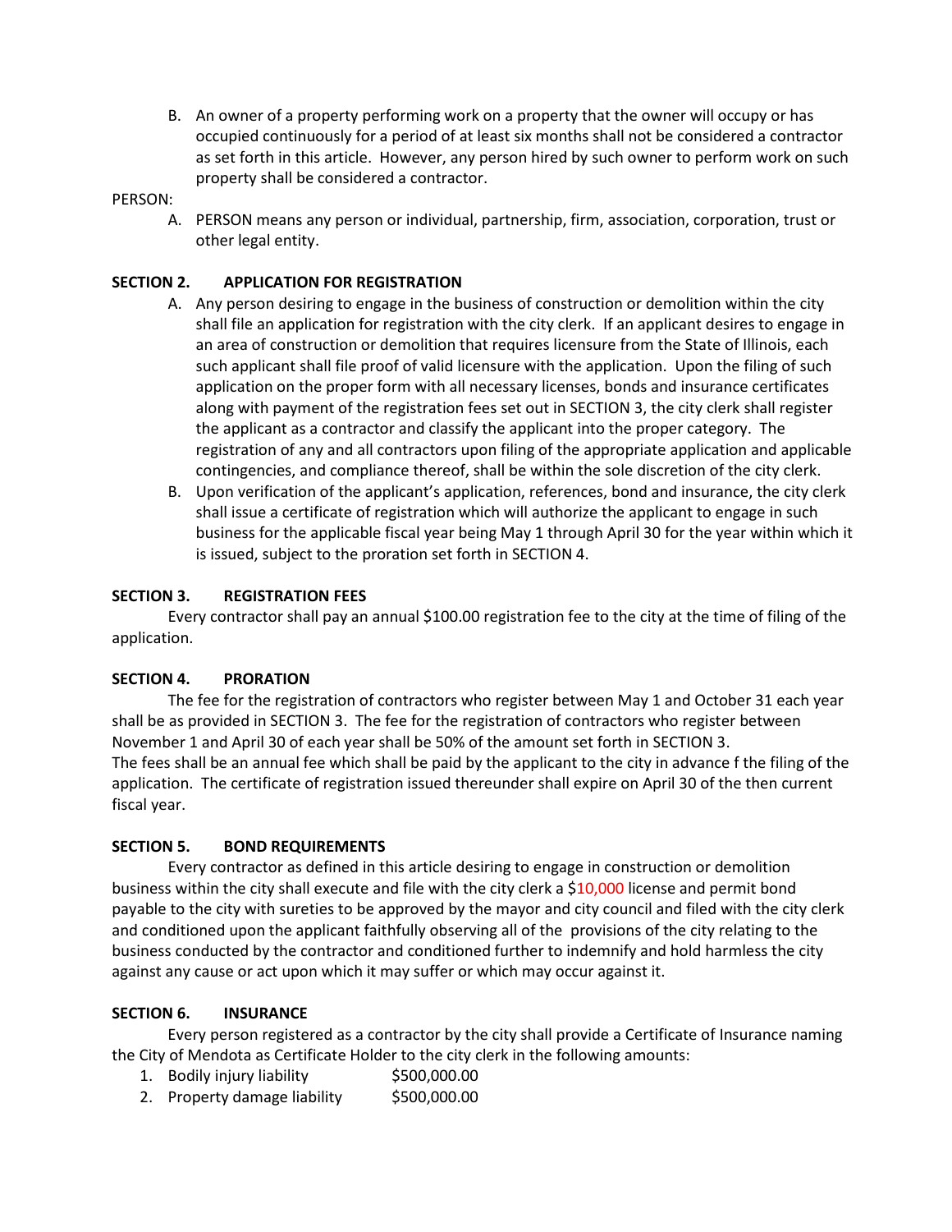B. An owner of a property performing work on a property that the owner will occupy or has occupied continuously for a period of at least six months shall not be considered a contractor as set forth in this article. However, any person hired by such owner to perform work on such property shall be considered a contractor.

PERSON:

A. PERSON means any person or individual, partnership, firm, association, corporation, trust or other legal entity.

**SECTION 2. APPLICATION FOR REGISTRATION**

A. Any person desiring to engage in the business of construction or demolition within the city shall file an application for registration with the city clerk. If an applicant desires to engage in an area of construction or demolition that requires licensure from the State of Illinois, each such applicant shall file proof of valid licensure with the application. Upon the filing of such application on the proper form with all necessary licenses, bonds and insurance certificates along with payment of the registration fees set out in SECTION 3, the city clerk shall register the applicant as a contractor and classify the applicant into the proper category. The registration of any and all contractors upon filing of the appropriate application and applicable contingencies, and compliance thereof, shall be within the sole discretion of the city clerk.

B. Upon verification of the applicant's application, references, bond and insurance, the city clerk shall issue a certificate of registration which will authorize the applicant to engage in such business for the applicable fiscal year being May 1 through April 30 for the year within which it is issued, subject to the proration set forth in SECTION 4.

**SECTION 3. REGISTRATION FEES**

Every contractor shall pay an annual $100.00 registration fee to the city at the time of filing of the application.

**SECTION 4. PRORATION**

The fee for the registration of contractors who register between May 1 and October 31 each year shall be as provided in SECTION 3. The fee for the registration of contractors who register between November 1 and April 30 of each year shall be 50% of the amount set forth in SECTION 3. The fees shall be an annual fee which shall be paid by the applicant to the city in advance f the filing of the application. The certificate of registration issued thereunder shall expire on April 30 of the then current fiscal year.

**SECTION 5. BOND REQUIREMENTS**

Every contractor as defined in this article desiring to engage in construction or demolition business within the city shall execute and file with the city clerk a $10,000 license and permit bond payable to the city with sureties to be approved by the mayor and city council and filed with the city clerk and conditioned upon the applicant faithfully observing all of the provisions of the city relating to the business conducted by the contractor and conditioned further to indemnify and hold harmless the city against any cause or act upon which it may suffer or which may occur against it.

**SECTION 6. INSURANCE**

Every person registered as a contractor by the city shall provide a Certificate of Insurance naming the City of Mendota as Certificate Holder to the city clerk in the following amounts:

1. Bodily injury liability $500,000.00
2. Property damage liability $500,000.00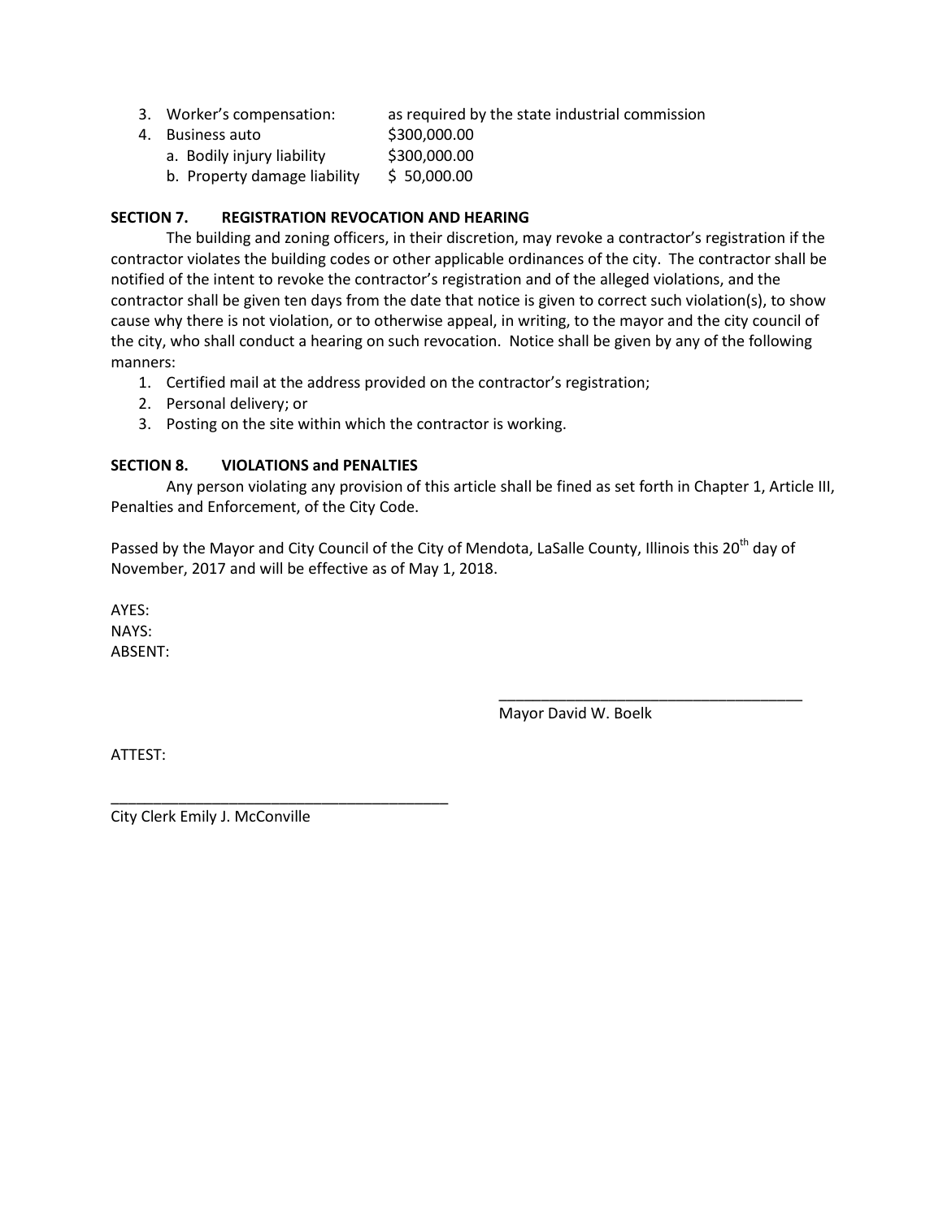3. Worker's compensation: as required by the state industrial commission
4. Business auto $300,000.00
   a. Bodily injury liability $300,000.00
   b. Property damage liability $ 50,000.00

**SECTION 7. REGISTRATION REVOCATION AND HEARING**

The building and zoning officers, in their discretion, may revoke a contractor's registration if the contractor violates the building codes or other applicable ordinances of the city. The contractor shall be notified of the intent to revoke the contractor's registration and of the alleged violations, and the contractor shall be given ten days from the date that notice is given to correct such violation(s), to show cause why there is not violation, or to otherwise appeal, in writing, to the mayor and the city council of the city, who shall conduct a hearing on such revocation. Notice shall be given by any of the following manners:

1. Certified mail at the address provided on the contractor's registration;
2. Personal delivery; or
3. Posting on the site within which the contractor is working.

**SECTION 8. VIOLATIONS and PENALTIES**

Any person violating any provision of this article shall be fined as set forth in Chapter 1, Article III, Penalties and Enforcement, of the City Code.

Passed by the Mayor and City Council of the City of Mendota, LaSalle County, Illinois this 20th day of November, 2017 and will be effective as of May 1, 2018.

AYES:
NAYS:
ABSENT:

\_\_\_\_\_\_\_\_\_\_\_\_\_\_\_\_\_\_\_\_\_\_\_\_\_\_\_\_\_\_\_\_\_\_\_\_\_\_
Mayor David W. Boelk

ATTEST:

\_\_\_\_\_\_\_\_\_\_\_\_\_\_\_\_\_\_\_\_\_\_\_\_\_\_\_\_\_\_\_\_\_\_\_\_\_\_
City Clerk Emily J. McConville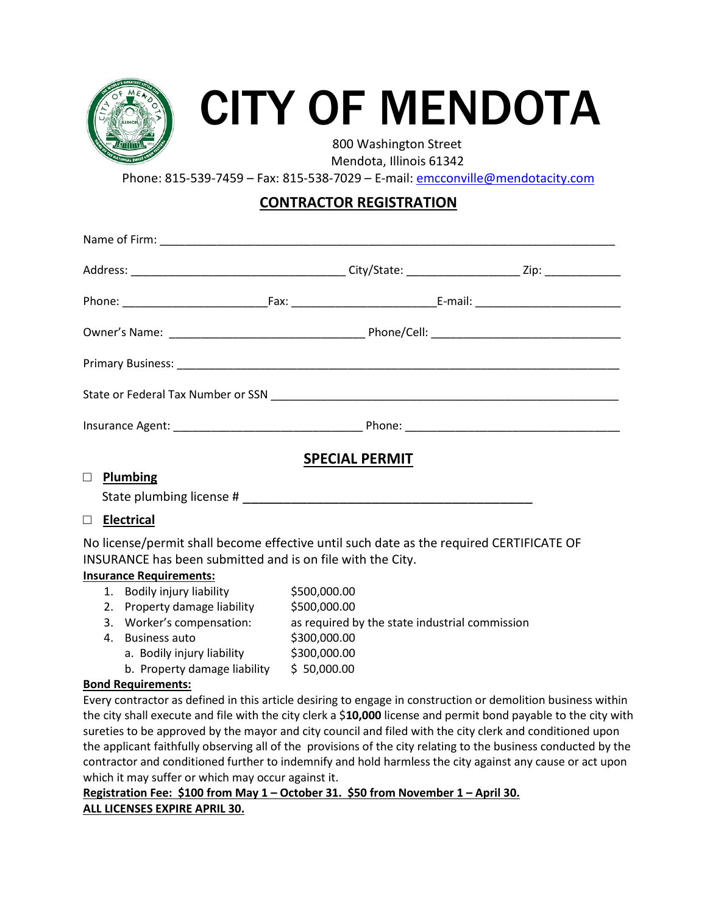# CITY OF MENDOTA

800 Washington Street
Mendota, Illinois 61342
Phone: 815-539-7459 – Fax: 815-538-7029 – E-mail: emcconville@mendotacity.com

## CONTRACTOR REGISTRATION

Name of Firm: ___________________________________________________________________________

Address: __________________________________ City/State: _________________ Zip: ____________

Phone: ______________________Fax: ______________________E-mail: _______________________

Owner's Name: _____________________________ Phone/Cell: ____________________________

Primary Business: ________________________________________________________________________

State or Federal Tax Number or SSN ______________________________________________________

Insurance Agent: _____________________________ Phone: ________________________________

## SPECIAL PERMIT

☐ **Plumbing**

State plumbing license # ____________________________________________

☐ **Electrical**

No license/permit shall become effective until such date as the required CERTIFICATE OF INSURANCE has been submitted and is on file with the City.

**Insurance Requirements:**

1. Bodily injury liability — $500,000.00
2. Property damage liability — $500,000.00
3. Worker's compensation: — as required by the state industrial commission
4. Business auto — $300,000.00
   a. Bodily injury liability — $300,000.00
   b. Property damage liability — $ 50,000.00

**Bond Requirements:**

Every contractor as defined in this article desiring to engage in construction or demolition business within the city shall execute and file with the city clerk a $**10,000** license and permit bond payable to the city with sureties to be approved by the mayor and city council and filed with the city clerk and conditioned upon the applicant faithfully observing all of the provisions of the city relating to the business conducted by the contractor and conditioned further to indemnify and hold harmless the city against any cause or act upon which it may suffer or which may occur against it.

**Registration Fee: $100 from May 1 – October 31. $50 from November 1 – April 30.**
**ALL LICENSES EXPIRE APRIL 30.**